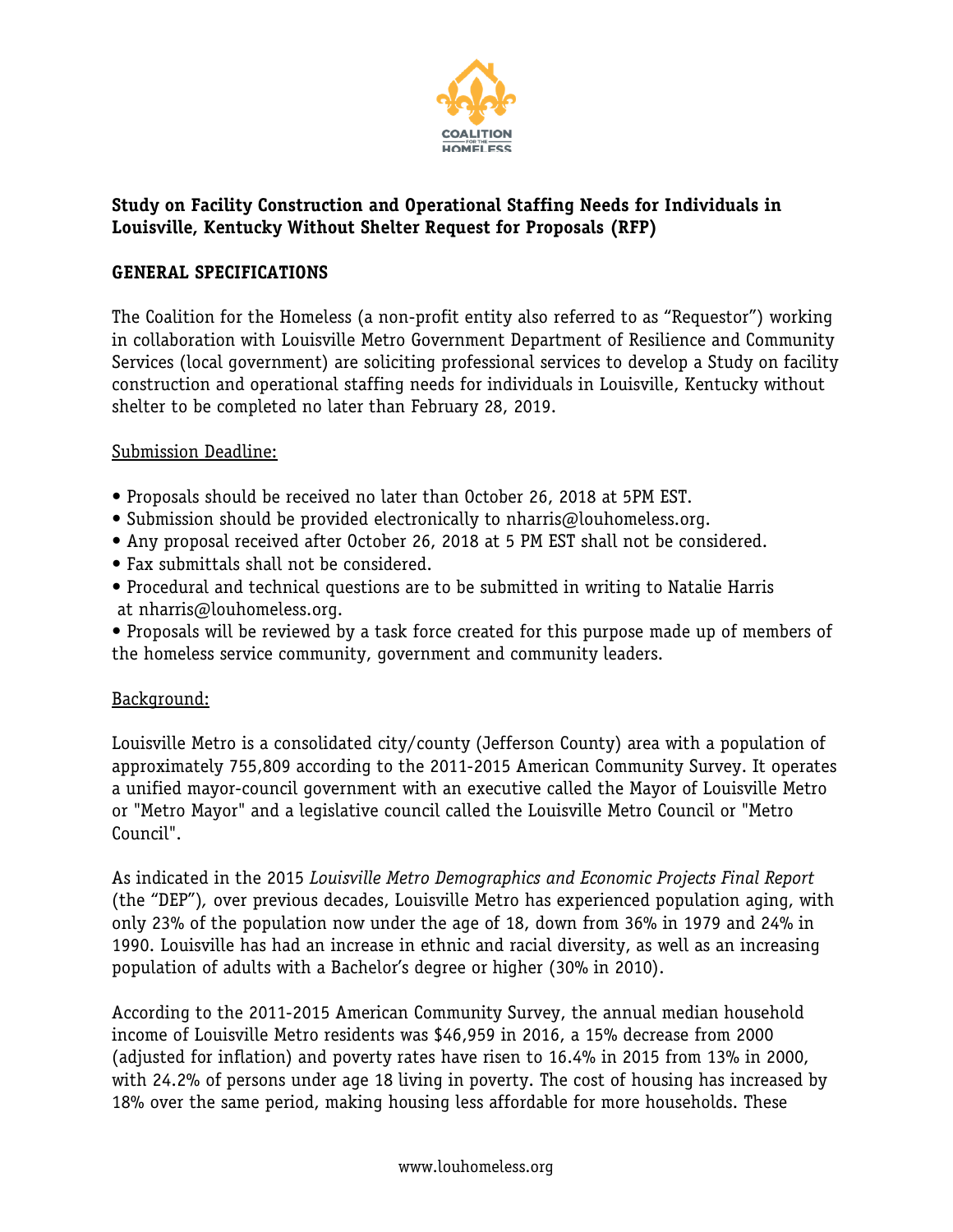**Study on Facility Construction and Operational Staffing Needs for Individuals in Louisville, Kentucky Without Shelter Request for Proposals (RFP)**

## GENERAL SPECIFICATIONS

The Coalition for the Homeless (a non-profit entity also referred to as "Requestor") working in collaboration with Louisville Metro Government Department of Resilience and Community Services (local government) are soliciting professional services to develop a Study on facility construction and operational staffing needs for individuals in Louisville, Kentucky without shelter to be completed no later than February 28, 2019.

<u>Submission Deadline:</u>

- Proposals should be received no later than October 26, 2018 at 5PM EST.
- Submission should be provided electronically to nharris@louhomeless.org.
- Any proposal received after October 26, 2018 at 5 PM EST shall not be considered.
- Fax submittals shall not be considered.
- Procedural and technical questions are to be submitted in writing to Natalie Harris at nharris@louhomeless.org.
- Proposals will be reviewed by a task force created for this purpose made up of members of the homeless service community, government and community leaders.

<u>Background:</u>

Louisville Metro is a consolidated city/county (Jefferson County) area with a population of approximately 755,809 according to the 2011-2015 American Community Survey. It operates a unified mayor-council government with an executive called the Mayor of Louisville Metro or "Metro Mayor" and a legislative council called the Louisville Metro Council or "Metro Council".

As indicated in the 2015 *Louisville Metro Demographics and Economic Projects Final Report* (the "DEP"), over previous decades, Louisville Metro has experienced population aging, with only 23% of the population now under the age of 18, down from 36% in 1979 and 24% in 1990. Louisville has had an increase in ethnic and racial diversity, as well as an increasing population of adults with a Bachelor's degree or higher (30% in 2010).

According to the 2011-2015 American Community Survey, the annual median household income of Louisville Metro residents was $46,959 in 2016, a 15% decrease from 2000 (adjusted for inflation) and poverty rates have risen to 16.4% in 2015 from 13% in 2000, with 24.2% of persons under age 18 living in poverty. The cost of housing has increased by 18% over the same period, making housing less affordable for more households. These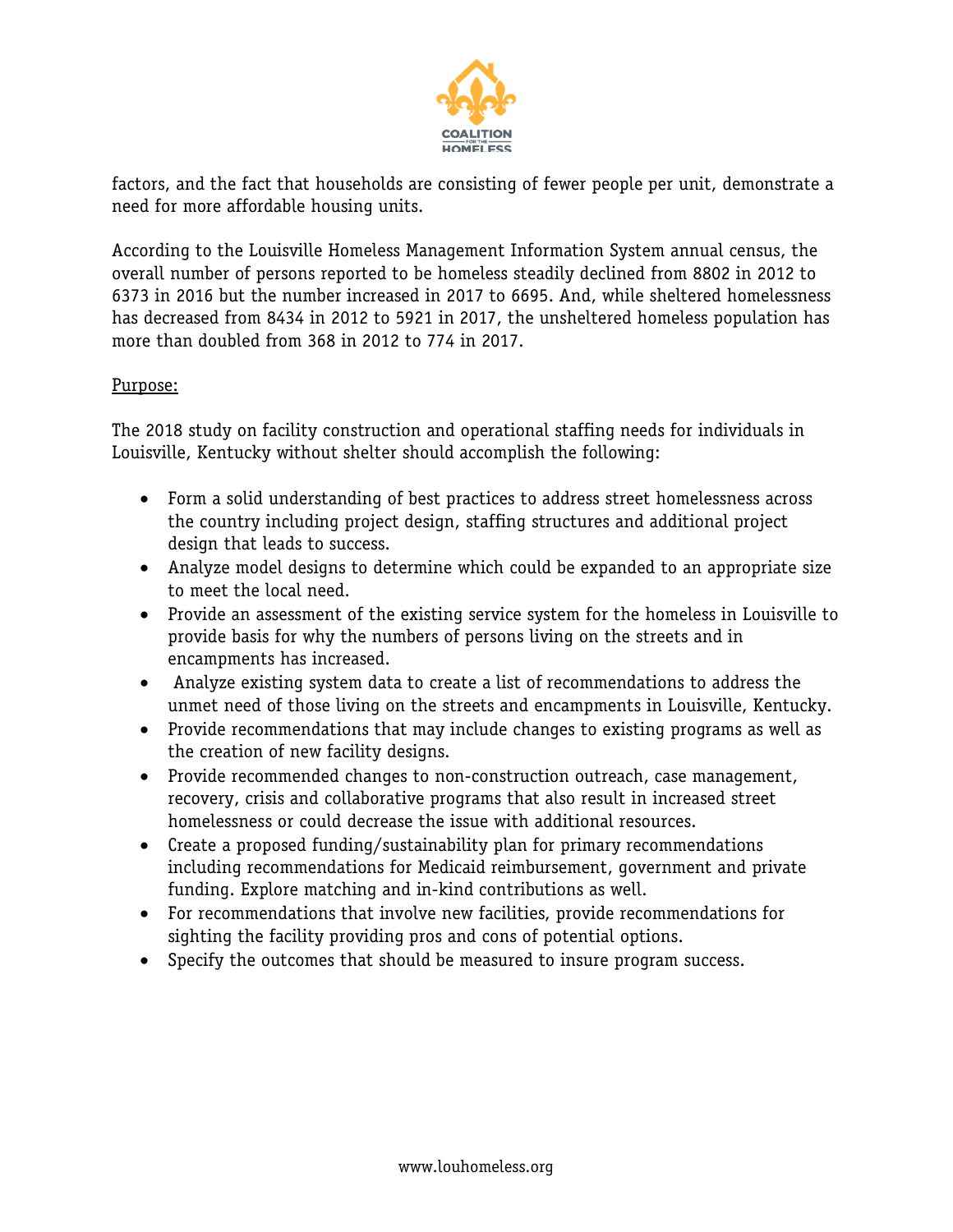factors, and the fact that households are consisting of fewer people per unit, demonstrate a need for more affordable housing units.

According to the Louisville Homeless Management Information System annual census, the overall number of persons reported to be homeless steadily declined from 8802 in 2012 to 6373 in 2016 but the number increased in 2017 to 6695. And, while sheltered homelessness has decreased from 8434 in 2012 to 5921 in 2017, the unsheltered homeless population has more than doubled from 368 in 2012 to 774 in 2017.

Purpose:

The 2018 study on facility construction and operational staffing needs for individuals in Louisville, Kentucky without shelter should accomplish the following:

- Form a solid understanding of best practices to address street homelessness across the country including project design, staffing structures and additional project design that leads to success.
- Analyze model designs to determine which could be expanded to an appropriate size to meet the local need.
- Provide an assessment of the existing service system for the homeless in Louisville to provide basis for why the numbers of persons living on the streets and in encampments has increased.
- Analyze existing system data to create a list of recommendations to address the unmet need of those living on the streets and encampments in Louisville, Kentucky.
- Provide recommendations that may include changes to existing programs as well as the creation of new facility designs.
- Provide recommended changes to non-construction outreach, case management, recovery, crisis and collaborative programs that also result in increased street homelessness or could decrease the issue with additional resources.
- Create a proposed funding/sustainability plan for primary recommendations including recommendations for Medicaid reimbursement, government and private funding. Explore matching and in-kind contributions as well.
- For recommendations that involve new facilities, provide recommendations for sighting the facility providing pros and cons of potential options.
- Specify the outcomes that should be measured to insure program success.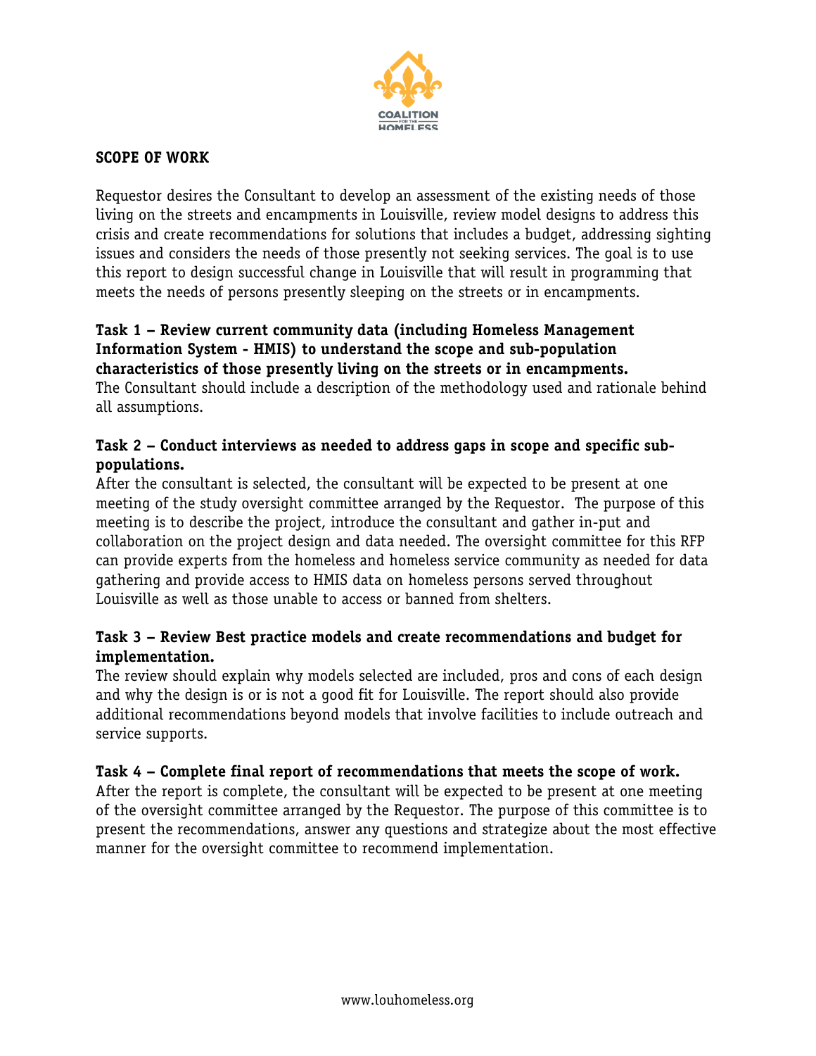**SCOPE OF WORK**

Requestor desires the Consultant to develop an assessment of the existing needs of those living on the streets and encampments in Louisville, review model designs to address this crisis and create recommendations for solutions that includes a budget, addressing sighting issues and considers the needs of those presently not seeking services. The goal is to use this report to design successful change in Louisville that will result in programming that meets the needs of persons presently sleeping on the streets or in encampments.

**Task 1 – Review current community data (including Homeless Management Information System - HMIS) to understand the scope and sub-population characteristics of those presently living on the streets or in encampments.**
The Consultant should include a description of the methodology used and rationale behind all assumptions.

**Task 2 – Conduct interviews as needed to address gaps in scope and specific sub-populations.**
After the consultant is selected, the consultant will be expected to be present at one meeting of the study oversight committee arranged by the Requestor. The purpose of this meeting is to describe the project, introduce the consultant and gather in-put and collaboration on the project design and data needed. The oversight committee for this RFP can provide experts from the homeless and homeless service community as needed for data gathering and provide access to HMIS data on homeless persons served throughout Louisville as well as those unable to access or banned from shelters.

**Task 3 – Review Best practice models and create recommendations and budget for implementation.**
The review should explain why models selected are included, pros and cons of each design and why the design is or is not a good fit for Louisville. The report should also provide additional recommendations beyond models that involve facilities to include outreach and service supports.

**Task 4 – Complete final report of recommendations that meets the scope of work.**
After the report is complete, the consultant will be expected to be present at one meeting of the oversight committee arranged by the Requestor. The purpose of this committee is to present the recommendations, answer any questions and strategize about the most effective manner for the oversight committee to recommend implementation.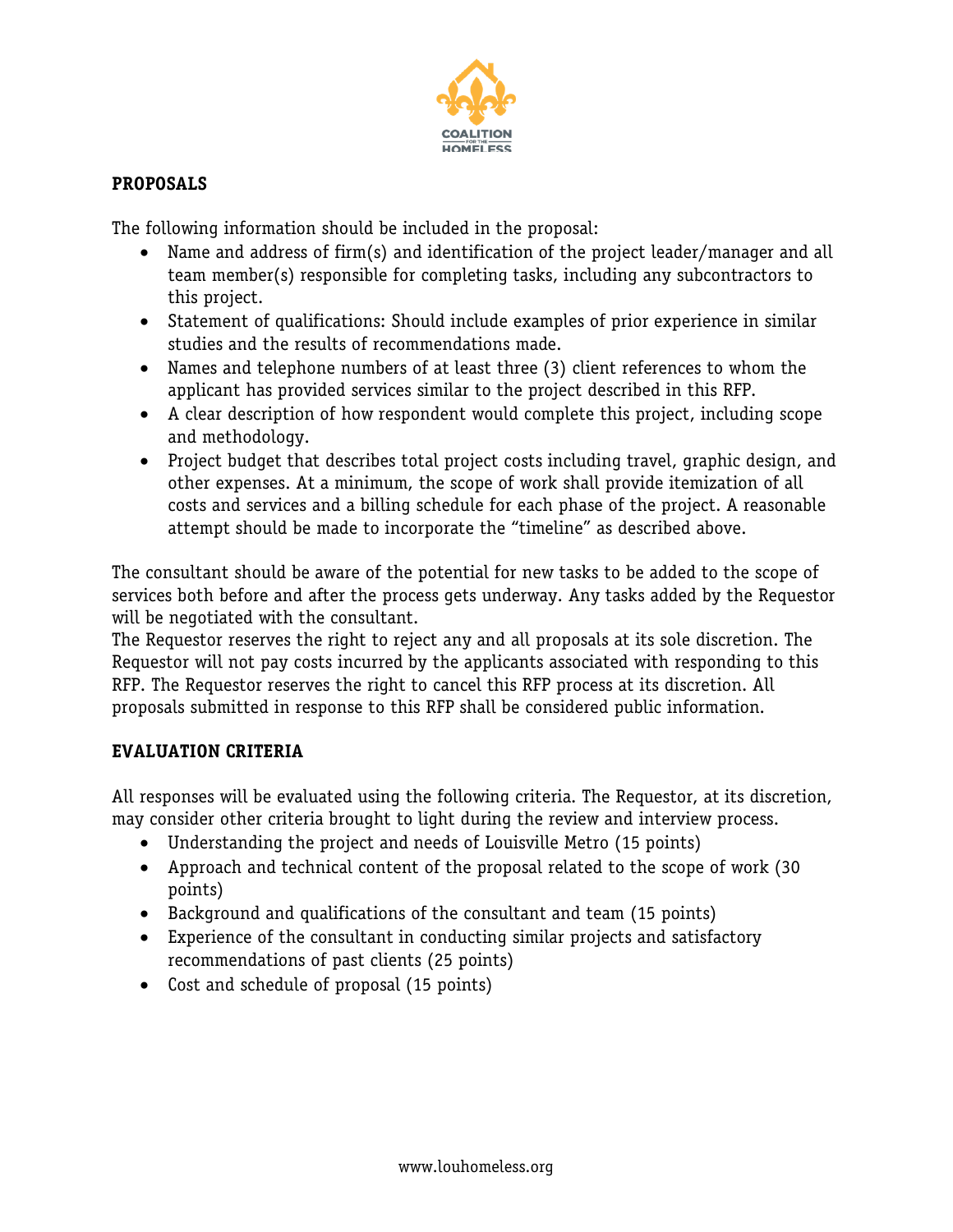## PROPOSALS

The following information should be included in the proposal:

- Name and address of firm(s) and identification of the project leader/manager and all team member(s) responsible for completing tasks, including any subcontractors to this project.
- Statement of qualifications: Should include examples of prior experience in similar studies and the results of recommendations made.
- Names and telephone numbers of at least three (3) client references to whom the applicant has provided services similar to the project described in this RFP.
- A clear description of how respondent would complete this project, including scope and methodology.
- Project budget that describes total project costs including travel, graphic design, and other expenses. At a minimum, the scope of work shall provide itemization of all costs and services and a billing schedule for each phase of the project. A reasonable attempt should be made to incorporate the "timeline" as described above.

The consultant should be aware of the potential for new tasks to be added to the scope of services both before and after the process gets underway. Any tasks added by the Requestor will be negotiated with the consultant.
The Requestor reserves the right to reject any and all proposals at its sole discretion. The Requestor will not pay costs incurred by the applicants associated with responding to this RFP. The Requestor reserves the right to cancel this RFP process at its discretion. All proposals submitted in response to this RFP shall be considered public information.

## EVALUATION CRITERIA

All responses will be evaluated using the following criteria. The Requestor, at its discretion, may consider other criteria brought to light during the review and interview process.

- Understanding the project and needs of Louisville Metro (15 points)
- Approach and technical content of the proposal related to the scope of work (30 points)
- Background and qualifications of the consultant and team (15 points)
- Experience of the consultant in conducting similar projects and satisfactory recommendations of past clients (25 points)
- Cost and schedule of proposal (15 points)